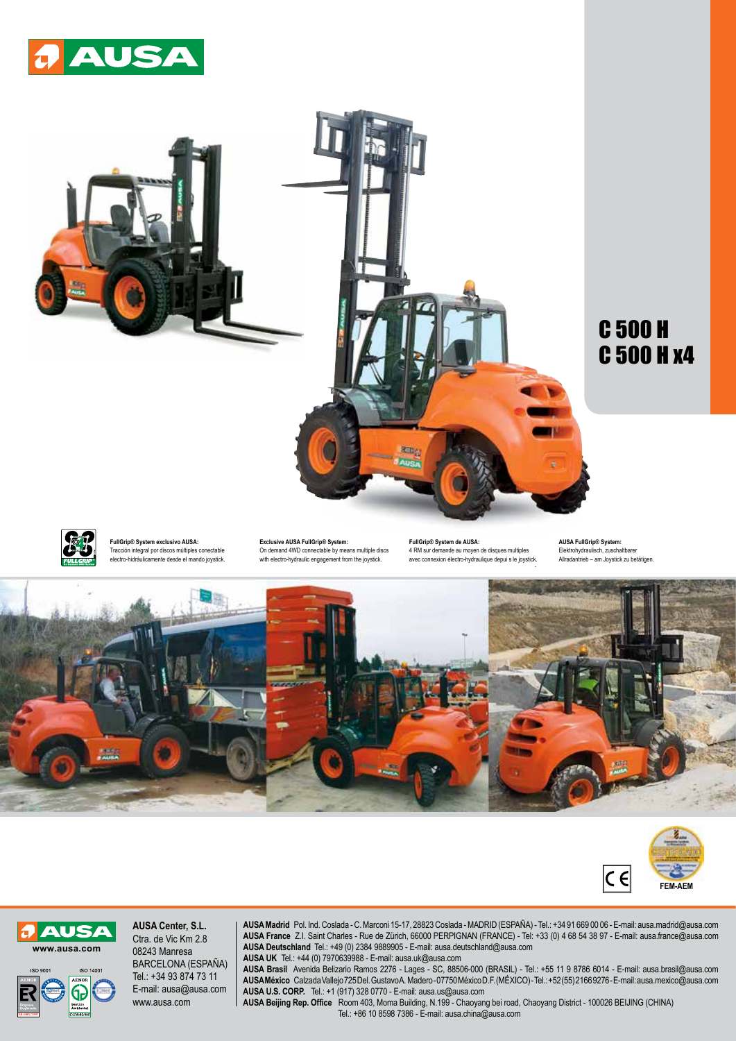# C 500 H
# C 500 H x4

**FullGrip® System exclusivo AUSA:**
Tracción integral por discos múltiples conectable electro-hidráulicamente desde el mando joystick.

**Exclusive AUSA FullGrip® System:**
On demand 4WD connectable by means multiple discs with electro-hydraulic engagement from the joystick.

**FullGrip® System de AUSA:**
4 RM sur demande au moyen de disques multiples avec connexion électro-hydraulique depui s le joystick.

**AUSA FullGrip® System:**
Elektrohydraulisch, zuschaltbarer Allradantrieb – am Joystick zu betätigen.

FEM-AEM

www.ausa.com

ISO 9001 ISO 14001

**AUSA Center, S.L.**
Ctra. de Vic Km 2.8
08243 Manresa
BARCELONA (ESPAÑA)
Tel.: +34 93 874 73 11
E-mail: ausa@ausa.com
www.ausa.com

**AUSA Madrid** Pol. Ind. Coslada - C. Marconi 15-17, 28823 Coslada - MADRID (ESPAÑA) - Tel.: +34 91 669 00 06 - E-mail: ausa.madrid@ausa.com
**AUSA France** Z.I. Saint Charles - Rue de Zürich, 66000 PERPIGNAN (FRANCE) - Tel: +33 (0) 4 68 54 38 97 - E-mail: ausa.france@ausa.com
**AUSA Deutschland** Tel.: +49 (0) 2384 9889905 - E-mail: ausa.deutschland@ausa.com
**AUSA UK** Tel.: +44 (0) 7970639988 - E-mail: ausa.uk@ausa.com
**AUSA Brasil** Avenida Belizario Ramos 2276 - Lages - SC, 88506-000 (BRASIL) - Tel.: +55 11 9 8786 6014 - E-mail: ausa.brasil@ausa.com
**AUSA México** Calzada Vallejo 725 Del. Gustavo A. Madero - 07750 México D.F. (MÉXICO) - Tel.: +52 (55) 2166 9276 - E-mail: ausa.mexico@ausa.com
**AUSA U.S. CORP.** Tel.: +1 (917) 328 0770 - E-mail: ausa.us@ausa.com
**AUSA Beijing Rep. Office** Room 403, Moma Building, N.199 - Chaoyang bei road, Chaoyang District - 100026 BEIJING (CHINA)
Tel.: +86 10 8598 7386 - E-mail: ausa.china@ausa.com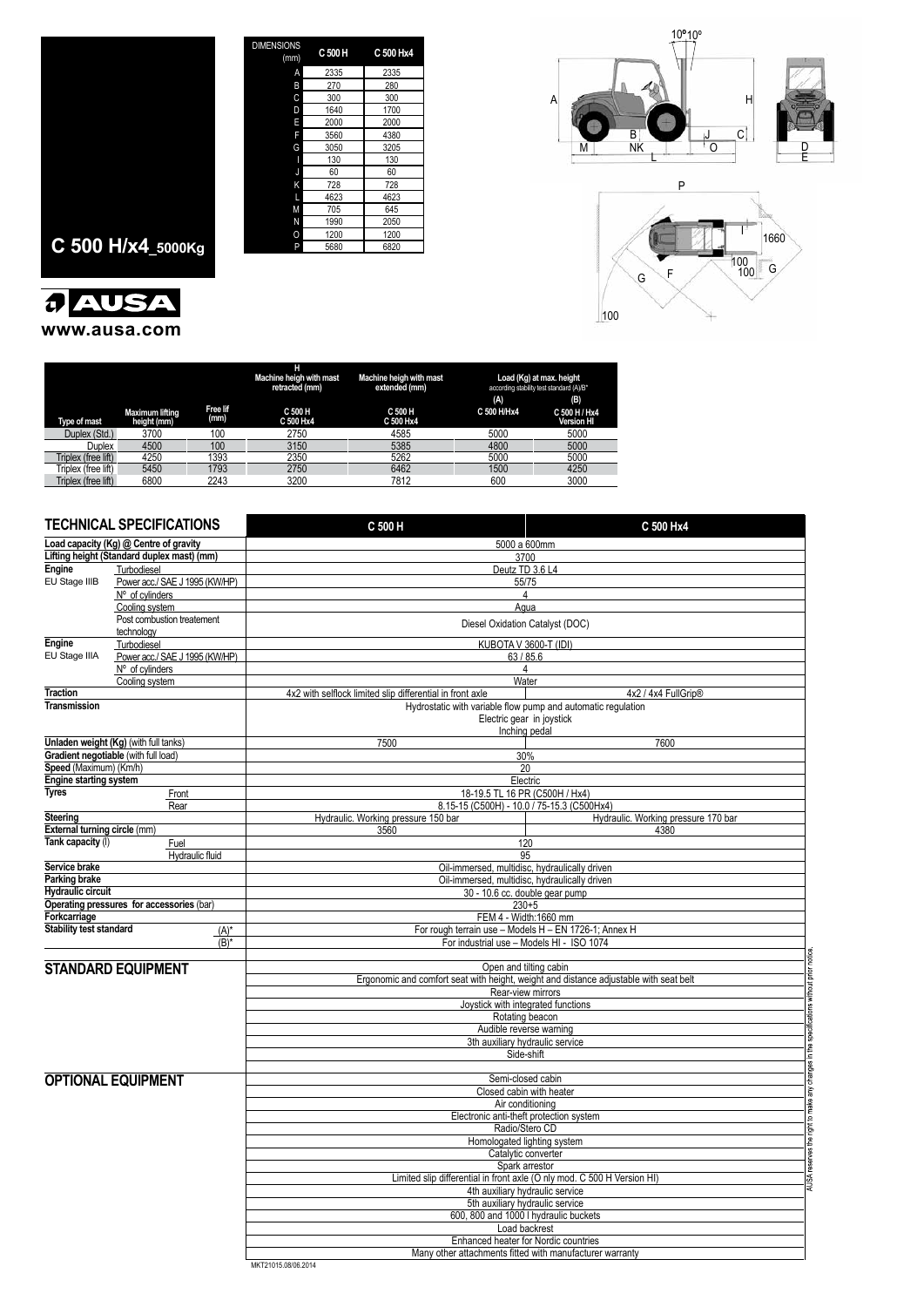# C 500 H/x4_5000Kg

AUSA
www.ausa.com

| DIMENSIONS (mm) | C 500 H | C 500 Hx4 |
|---|---|---|
| A | 2335 | 2335 |
| B | 270 | 280 |
| C | 300 | 300 |
| D | 1640 | 1700 |
| E | 2000 | 2000 |
| F | 3560 | 4380 |
| G | 3050 | 3205 |
| I | 130 | 130 |
| J | 60 | 60 |
| K | 728 | 728 |
| L | 4623 | 4623 |
| M | 705 | 645 |
| N | 1990 | 2050 |
| O | 1200 | 1200 |
| P | 5680 | 6820 |

10º 10º
A H B J C M NK O L D E P I 1660 100 100 G G F 100

| Type of mast | Maximum lifting height (mm) | Free lif (mm) | H Machine heigh with mast retracted (mm) C 500 H C 500 Hx4 | Machine heigh with mast extended (mm) C 500 H C 500 Hx4 | Load (Kg) at max. height according stability test standard (A)/B* (A) C 500 H/Hx4 | (B) C 500 H / Hx4 Version HI |
|---|---|---|---|---|---|---|
| Duplex (Std.) | 3700 | 100 | 2750 | 4585 | 5000 | 5000 |
| Duplex | 4500 | 100 | 3150 | 5385 | 4800 | 5000 |
| Triplex (free lift) | 4250 | 1393 | 2350 | 5262 | 5000 | 5000 |
| Triplex (free lift) | 5450 | 1793 | 2750 | 6462 | 1500 | 4250 |
| Triplex (free lift) | 6800 | 2243 | 3200 | 7812 | 600 | 3000 |

## TECHNICAL SPECIFICATIONS

| TECHNICAL SPECIFICATIONS | | C 500 H | C 500 Hx4 |
|---|---|---|---|
| Load capacity (Kg) @ Centre of gravity | | 5000 a 600mm | |
| Lifting height (Standard duplex mast) (mm) | | 3700 | |
| Engine EU Stage IIIB | Turbodiesel | Deutz TD 3.6 L4 | |
| | Power acc./ SAE J 1995 (KW/HP) | 55/75 | |
| | Nº of cylinders | 4 | |
| | Cooling system | Agua | |
| | Post combustion treatement technology | Diesel Oxidation Catalyst (DOC) | |
| Engine EU Stage IIIA | Turbodiesel | KUBOTA V 3600-T (IDI) | |
| | Power acc./ SAE J 1995 (KW/HP) | 63 / 85.6 | |
| | Nº of cylinders | 4 | |
| | Cooling system | Water | |
| Traction | | 4x2 with selflock limited slip differential in front axle | 4x2 / 4x4 FullGrip® |
| Transmission | | Hydrostatic with variable flow pump and automatic regulation<br>Electric gear in joystick<br>Inching pedal | |
| Unladen weight (Kg) (with full tanks) | | 7500 | 7600 |
| Gradient negotiable (with full load) | | 30% | |
| Speed (Maximum) (Km/h) | | 20 | |
| Engine starting system | | Electric | |
| Tyres | Front | 18-19.5 TL 16 PR (C500H / Hx4) | |
| | Rear | 8.15-15 (C500H) - 10.0 / 75-15.3 (C500Hx4) | |
| Steering | | Hydraulic. Working pressure 150 bar | Hydraulic. Working pressure 170 bar |
| External turning circle (mm) | | 3560 | 4380 |
| Tank capacity (l) | Fuel | 120 | |
| | Hydraulic fluid | 95 | |
| Service brake | | Oil-immersed, multidisc, hydraulically driven | |
| Parking brake | | Oil-immersed, multidisc, hydraulically driven | |
| Hydraulic circuit | | 30 - 10.6 cc. double gear pump | |
| Operating pressures for accessories (bar) | | 230+5 | |
| Forkcarriage | | FEM 4 - Width:1660 mm | |
| Stability test standard | (A)* | For rough terrain use – Models H – EN 1726-1; Annex H | |
| | (B)* | For industrial use – Models HI - ISO 1074 | |

## STANDARD EQUIPMENT

- Open and tilting cabin
- Ergonomic and comfort seat with height, weight and distance adjustable with seat belt
- Rear-view mirrors
- Joystick with integrated functions
- Rotating beacon
- Audible reverse warning
- 3th auxiliary hydraulic service
- Side-shift

## OPTIONAL EQUIPMENT

- Semi-closed cabin
- Closed cabin with heater
- Air conditioning
- Electronic anti-theft protection system
- Radio/Stero CD
- Homologated lighting system
- Catalytic converter
- Spark arrestor
- Limited slip differential in front axle (O nly mod. C 500 H Version HI)
- 4th auxiliary hydraulic service
- 5th auxiliary hydraulic service
- 600, 800 and 1000 l hydraulic buckets
- Load backrest
- Enhanced heater for Nordic countries
- Many other attachments fitted with manufacturer warranty

AUSA reserves the right to make any changes in the specifications without prior notice.

MKT21015.08/06.2014